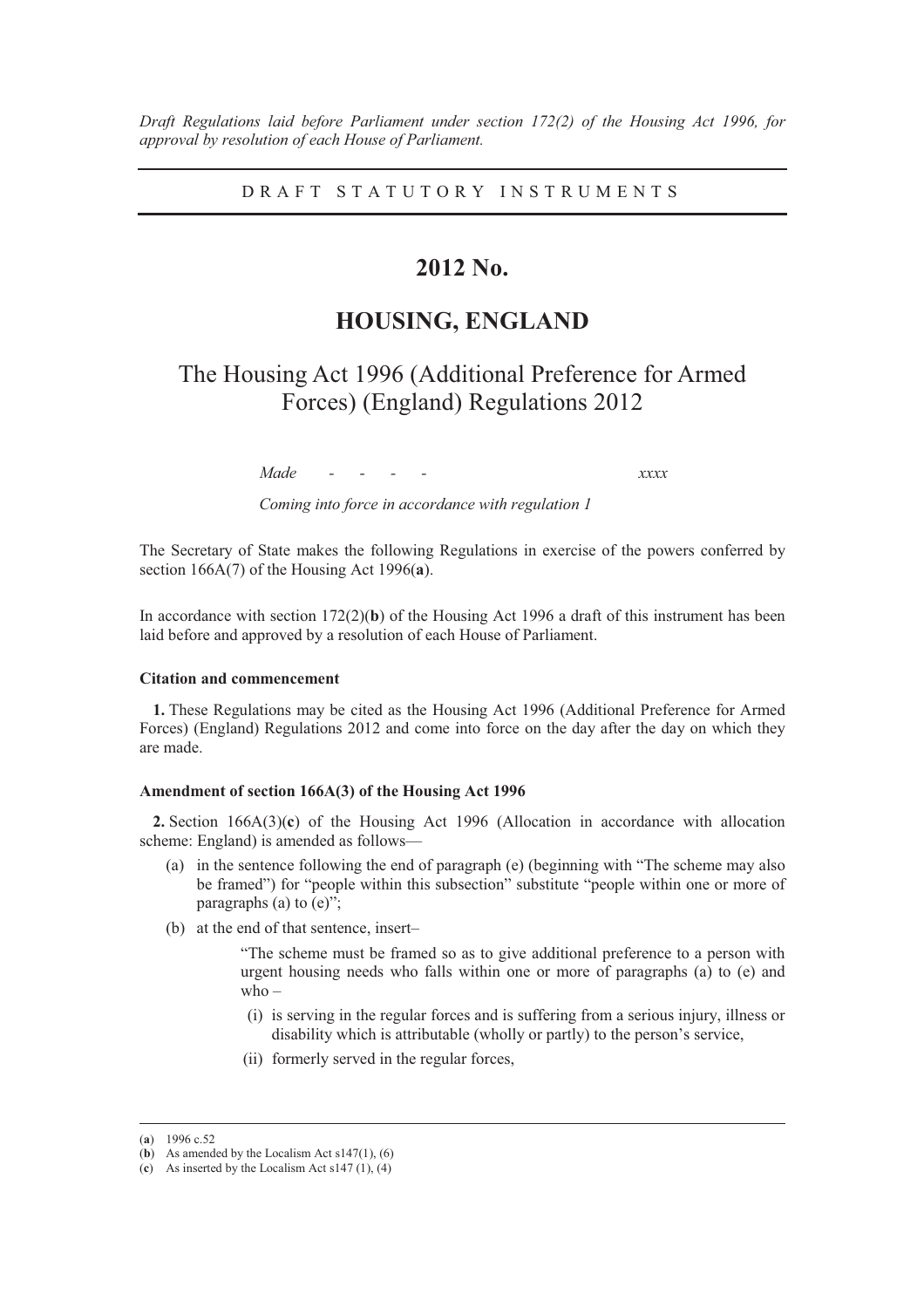*Draft Regulations laid before Parliament under section 172(2) of the Housing Act 1996, for approval by resolution of each House of Parliament.*

DRAFT STATUTORY INSTRUMENTS

# 2012 No.

# HOUSING, ENGLAND

## The Housing Act 1996 (Additional Preference for Armed Forces) (England) Regulations 2012

*Made - - - - xxxx*

*Coming into force in accordance with regulation 1*

The Secretary of State makes the following Regulations in exercise of the powers conferred by section 166A(7) of the Housing Act 1996(**a**).

In accordance with section 172(2)(**b**) of the Housing Act 1996 a draft of this instrument has been laid before and approved by a resolution of each House of Parliament.

**Citation and commencement**

**1.** These Regulations may be cited as the Housing Act 1996 (Additional Preference for Armed Forces) (England) Regulations 2012 and come into force on the day after the day on which they are made.

**Amendment of section 166A(3) of the Housing Act 1996**

**2.** Section 166A(3)(**c**) of the Housing Act 1996 (Allocation in accordance with allocation scheme: England) is amended as follows—

(a) in the sentence following the end of paragraph (e) (beginning with "The scheme may also be framed") for "people within this subsection" substitute "people within one or more of paragraphs (a) to (e)";

(b) at the end of that sentence, insert–

> "The scheme must be framed so as to give additional preference to a person with urgent housing needs who falls within one or more of paragraphs (a) to (e) and who –
>
> (i) is serving in the regular forces and is suffering from a serious injury, illness or disability which is attributable (wholly or partly) to the person's service,
>
> (ii) formerly served in the regular forces,

---

(**a**) 1996 c.52

(**b**) As amended by the Localism Act s147(1), (6)

(**c**) As inserted by the Localism Act s147 (1), (4)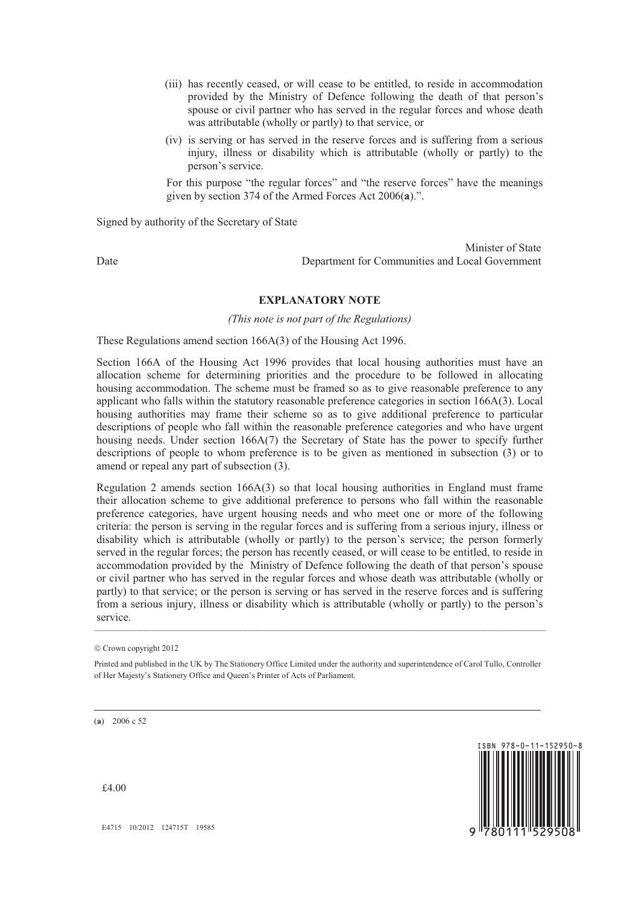(iii) has recently ceased, or will cease to be entitled, to reside in accommodation provided by the Ministry of Defence following the death of that person's spouse or civil partner who has served in the regular forces and whose death was attributable (wholly or partly) to that service, or

(iv) is serving or has served in the reserve forces and is suffering from a serious injury, illness or disability which is attributable (wholly or partly) to the person's service.

For this purpose "the regular forces" and "the reserve forces" have the meanings given by section 374 of the Armed Forces Act 2006(**a**).".

Signed by authority of the Secretary of State

Minister of State
Date Department for Communities and Local Government

## EXPLANATORY NOTE

*(This note is not part of the Regulations)*

These Regulations amend section 166A(3) of the Housing Act 1996.

Section 166A of the Housing Act 1996 provides that local housing authorities must have an allocation scheme for determining priorities and the procedure to be followed in allocating housing accommodation. The scheme must be framed so as to give reasonable preference to any applicant who falls within the statutory reasonable preference categories in section 166A(3). Local housing authorities may frame their scheme so as to give additional preference to particular descriptions of people who fall within the reasonable preference categories and who have urgent housing needs. Under section 166A(7) the Secretary of State has the power to specify further descriptions of people to whom preference is to be given as mentioned in subsection (3) or to amend or repeal any part of subsection (3).

Regulation 2 amends section 166A(3) so that local housing authorities in England must frame their allocation scheme to give additional preference to persons who fall within the reasonable preference categories, have urgent housing needs and who meet one or more of the following criteria: the person is serving in the regular forces and is suffering from a serious injury, illness or disability which is attributable (wholly or partly) to the person's service; the person formerly served in the regular forces; the person has recently ceased, or will cease to be entitled, to reside in accommodation provided by the Ministry of Defence following the death of that person's spouse or civil partner who has served in the regular forces and whose death was attributable (wholly or partly) to that service; or the person is serving or has served in the reserve forces and is suffering from a serious injury, illness or disability which is attributable (wholly or partly) to the person's service.

© Crown copyright 2012

Printed and published in the UK by The Stationery Office Limited under the authority and superintendence of Carol Tullo, Controller of Her Majesty's Stationery Office and Queen's Printer of Acts of Parliament.

(**a**) 2006 c 52

ISBN 978-0-11-152950-8

£4.00

E4715 10/2012 124715T 19585